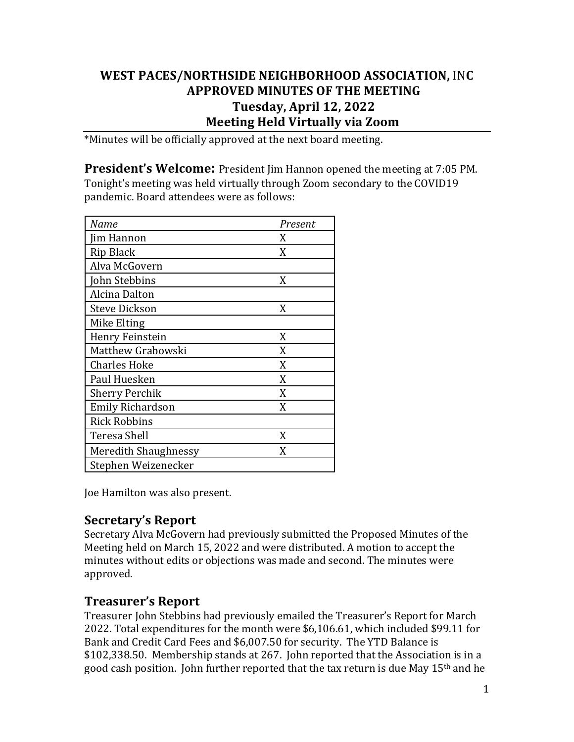# WEST PACES/NORTHSIDE NEIGHBORHOOD ASSOCIATION, INC
## APPROVED MINUTES OF THE MEETING
## Tuesday, April 12, 2022
## Meeting Held Virtually via Zoom

*Minutes will be officially approved at the next board meeting.

**President's Welcome:** President Jim Hannon opened the meeting at 7:05 PM. Tonight's meeting was held virtually through Zoom secondary to the COVID19 pandemic. Board attendees were as follows:

| *Name* | *Present* |
|---|---|
| Jim Hannon | X |
| Rip Black | X |
| Alva McGovern | |
| John Stebbins | X |
| Alcina Dalton | |
| Steve Dickson | X |
| Mike Elting | |
| Henry Feinstein | X |
| Matthew Grabowski | X |
| Charles Hoke | X |
| Paul Huesken | X |
| Sherry Perchik | X |
| Emily Richardson | X |
| Rick Robbins | |
| Teresa Shell | X |
| Meredith Shaughnessy | X |
| Stephen Weizenecker | |

Joe Hamilton was also present.

## Secretary's Report

Secretary Alva McGovern had previously submitted the Proposed Minutes of the Meeting held on March 15, 2022 and were distributed. A motion to accept the minutes without edits or objections was made and second. The minutes were approved.

## Treasurer's Report

Treasurer John Stebbins had previously emailed the Treasurer's Report for March 2022. Total expenditures for the month were $6,106.61, which included $99.11 for Bank and Credit Card Fees and $6,007.50 for security. The YTD Balance is $102,338.50. Membership stands at 267. John reported that the Association is in a good cash position. John further reported that the tax return is due May 15th and he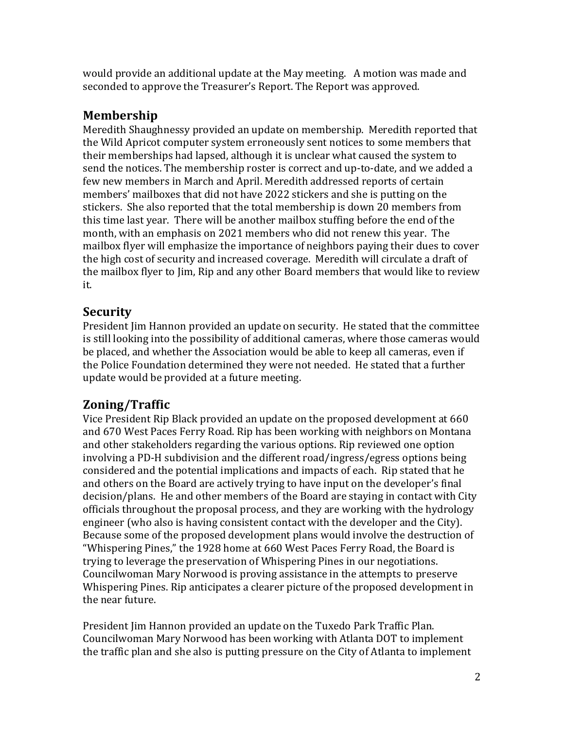would provide an additional update at the May meeting.  A motion was made and seconded to approve the Treasurer's Report. The Report was approved.

## Membership

Meredith Shaughnessy provided an update on membership.  Meredith reported that the Wild Apricot computer system erroneously sent notices to some members that their memberships had lapsed, although it is unclear what caused the system to send the notices. The membership roster is correct and up-to-date, and we added a few new members in March and April. Meredith addressed reports of certain members' mailboxes that did not have 2022 stickers and she is putting on the stickers.  She also reported that the total membership is down 20 members from this time last year.  There will be another mailbox stuffing before the end of the month, with an emphasis on 2021 members who did not renew this year.  The mailbox flyer will emphasize the importance of neighbors paying their dues to cover the high cost of security and increased coverage.  Meredith will circulate a draft of the mailbox flyer to Jim, Rip and any other Board members that would like to review it.

## Security

President Jim Hannon provided an update on security.  He stated that the committee is still looking into the possibility of additional cameras, where those cameras would be placed, and whether the Association would be able to keep all cameras, even if the Police Foundation determined they were not needed.  He stated that a further update would be provided at a future meeting.

## Zoning/Traffic

Vice President Rip Black provided an update on the proposed development at 660 and 670 West Paces Ferry Road. Rip has been working with neighbors on Montana and other stakeholders regarding the various options. Rip reviewed one option involving a PD-H subdivision and the different road/ingress/egress options being considered and the potential implications and impacts of each.  Rip stated that he and others on the Board are actively trying to have input on the developer's final decision/plans.  He and other members of the Board are staying in contact with City officials throughout the proposal process, and they are working with the hydrology engineer (who also is having consistent contact with the developer and the City). Because some of the proposed development plans would involve the destruction of "Whispering Pines," the 1928 home at 660 West Paces Ferry Road, the Board is trying to leverage the preservation of Whispering Pines in our negotiations. Councilwoman Mary Norwood is proving assistance in the attempts to preserve Whispering Pines. Rip anticipates a clearer picture of the proposed development in the near future.

President Jim Hannon provided an update on the Tuxedo Park Traffic Plan. Councilwoman Mary Norwood has been working with Atlanta DOT to implement the traffic plan and she also is putting pressure on the City of Atlanta to implement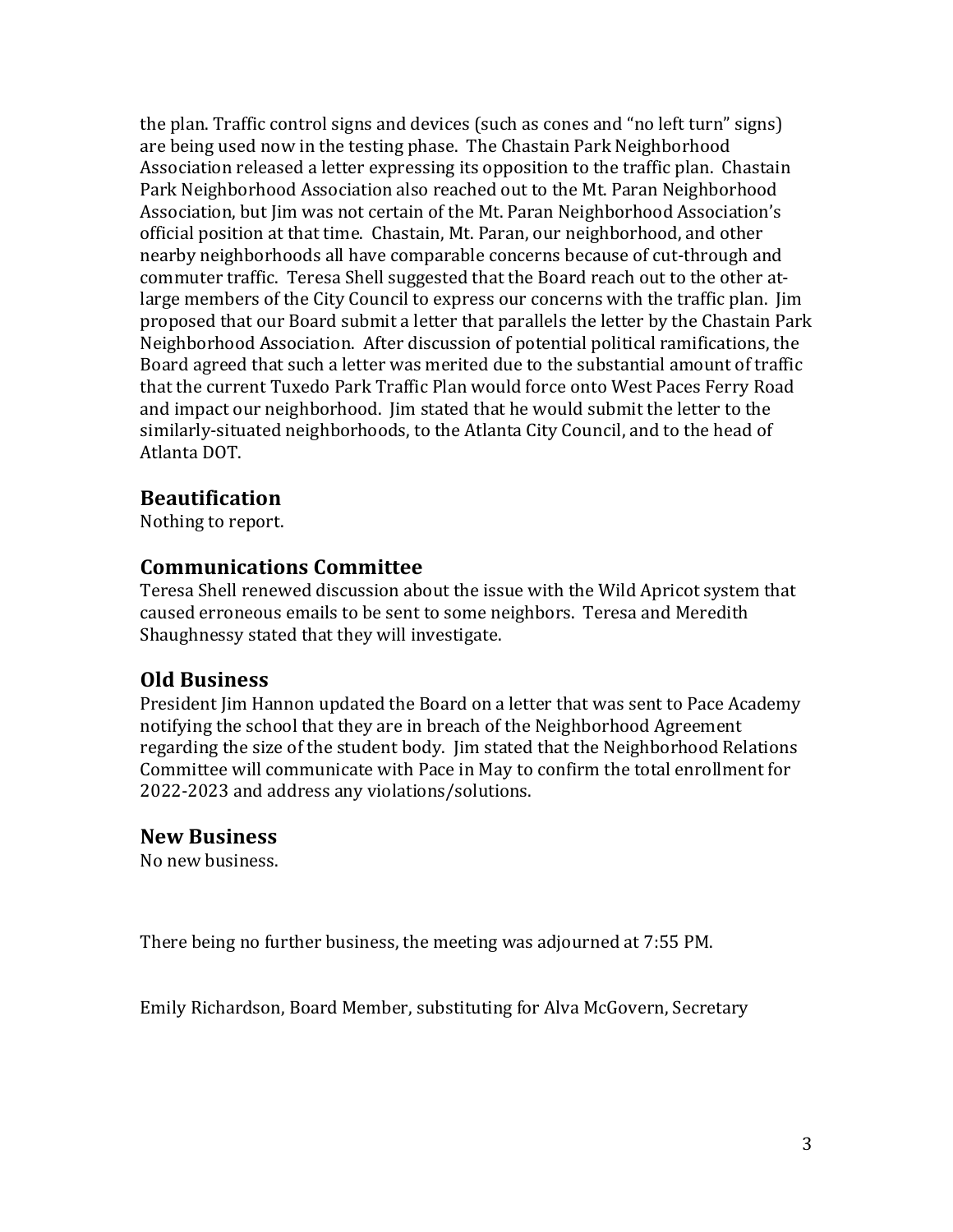the plan. Traffic control signs and devices (such as cones and "no left turn" signs) are being used now in the testing phase. The Chastain Park Neighborhood Association released a letter expressing its opposition to the traffic plan. Chastain Park Neighborhood Association also reached out to the Mt. Paran Neighborhood Association, but Jim was not certain of the Mt. Paran Neighborhood Association's official position at that time. Chastain, Mt. Paran, our neighborhood, and other nearby neighborhoods all have comparable concerns because of cut-through and commuter traffic. Teresa Shell suggested that the Board reach out to the other at-large members of the City Council to express our concerns with the traffic plan. Jim proposed that our Board submit a letter that parallels the letter by the Chastain Park Neighborhood Association. After discussion of potential political ramifications, the Board agreed that such a letter was merited due to the substantial amount of traffic that the current Tuxedo Park Traffic Plan would force onto West Paces Ferry Road and impact our neighborhood. Jim stated that he would submit the letter to the similarly-situated neighborhoods, to the Atlanta City Council, and to the head of Atlanta DOT.

## Beautification

Nothing to report.

## Communications Committee

Teresa Shell renewed discussion about the issue with the Wild Apricot system that caused erroneous emails to be sent to some neighbors. Teresa and Meredith Shaughnessy stated that they will investigate.

## Old Business

President Jim Hannon updated the Board on a letter that was sent to Pace Academy notifying the school that they are in breach of the Neighborhood Agreement regarding the size of the student body. Jim stated that the Neighborhood Relations Committee will communicate with Pace in May to confirm the total enrollment for 2022-2023 and address any violations/solutions.

## New Business

No new business.

There being no further business, the meeting was adjourned at 7:55 PM.

Emily Richardson, Board Member, substituting for Alva McGovern, Secretary